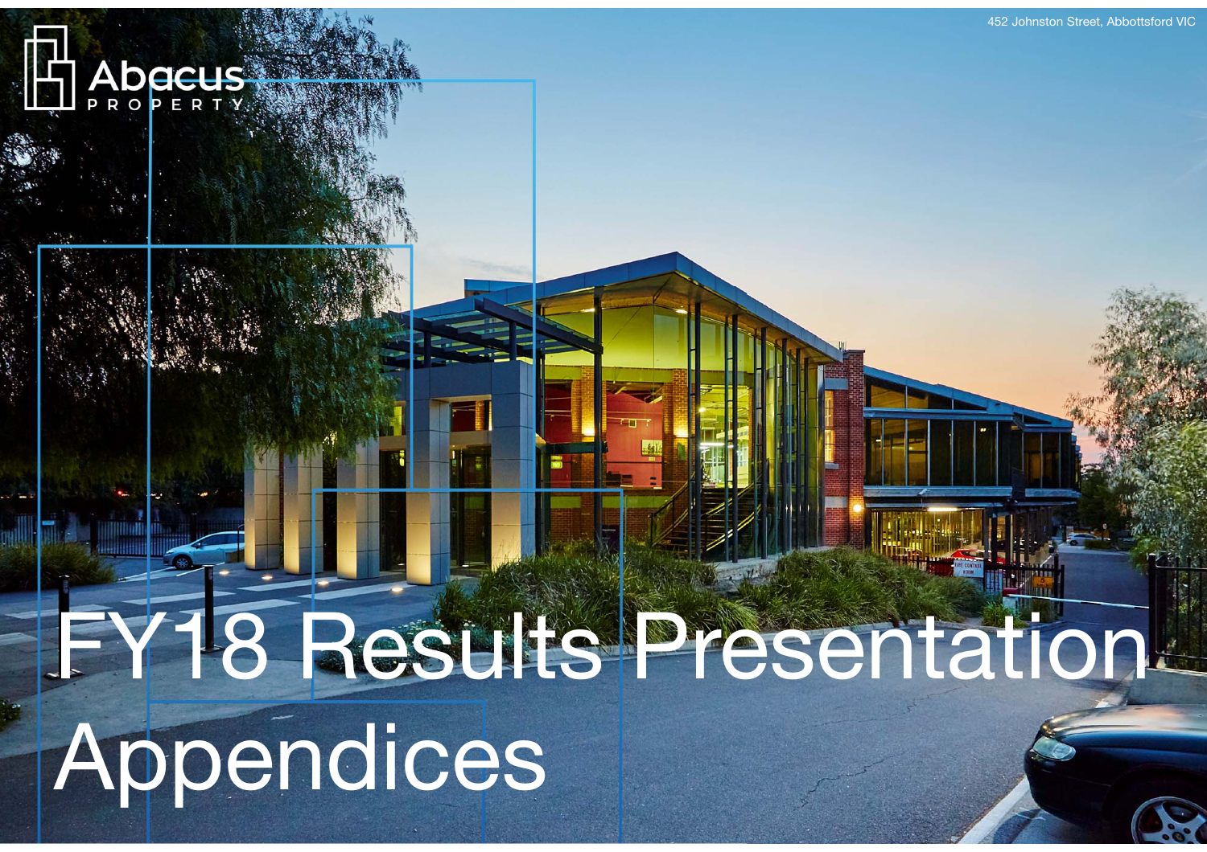Abacus PROPERTY

452 Johnston Street, Abbottsford VIC

# FY18 Results Presentation Appendices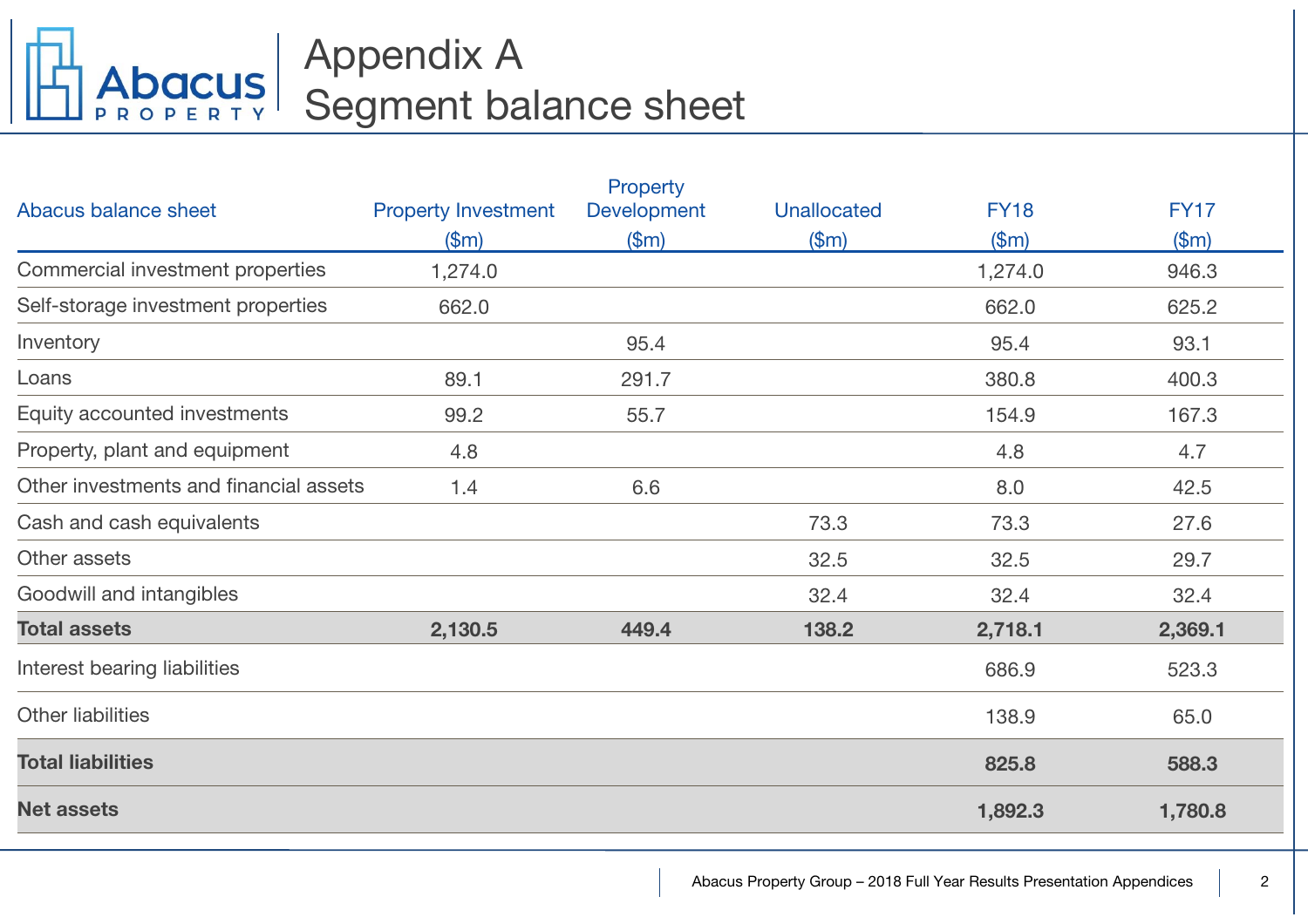# Appendix A
# Segment balance sheet

| Abacus balance sheet | Property Investment ($m) | Property Development ($m) | Unallocated ($m) | FY18 ($m) | FY17 ($m) |
|---|---|---|---|---|---|
| Commercial investment properties | 1,274.0 | | | 1,274.0 | 946.3 |
| Self-storage investment properties | 662.0 | | | 662.0 | 625.2 |
| Inventory | | 95.4 | | 95.4 | 93.1 |
| Loans | 89.1 | 291.7 | | 380.8 | 400.3 |
| Equity accounted investments | 99.2 | 55.7 | | 154.9 | 167.3 |
| Property, plant and equipment | 4.8 | | | 4.8 | 4.7 |
| Other investments and financial assets | 1.4 | 6.6 | | 8.0 | 42.5 |
| Cash and cash equivalents | | | 73.3 | 73.3 | 27.6 |
| Other assets | | | 32.5 | 32.5 | 29.7 |
| Goodwill and intangibles | | | 32.4 | 32.4 | 32.4 |
| **Total assets** | **2,130.5** | **449.4** | **138.2** | **2,718.1** | **2,369.1** |
| Interest bearing liabilities | | | | 686.9 | 523.3 |
| Other liabilities | | | | 138.9 | 65.0 |
| **Total liabilities** | | | | **825.8** | **588.3** |
| **Net assets** | | | | **1,892.3** | **1,780.8** |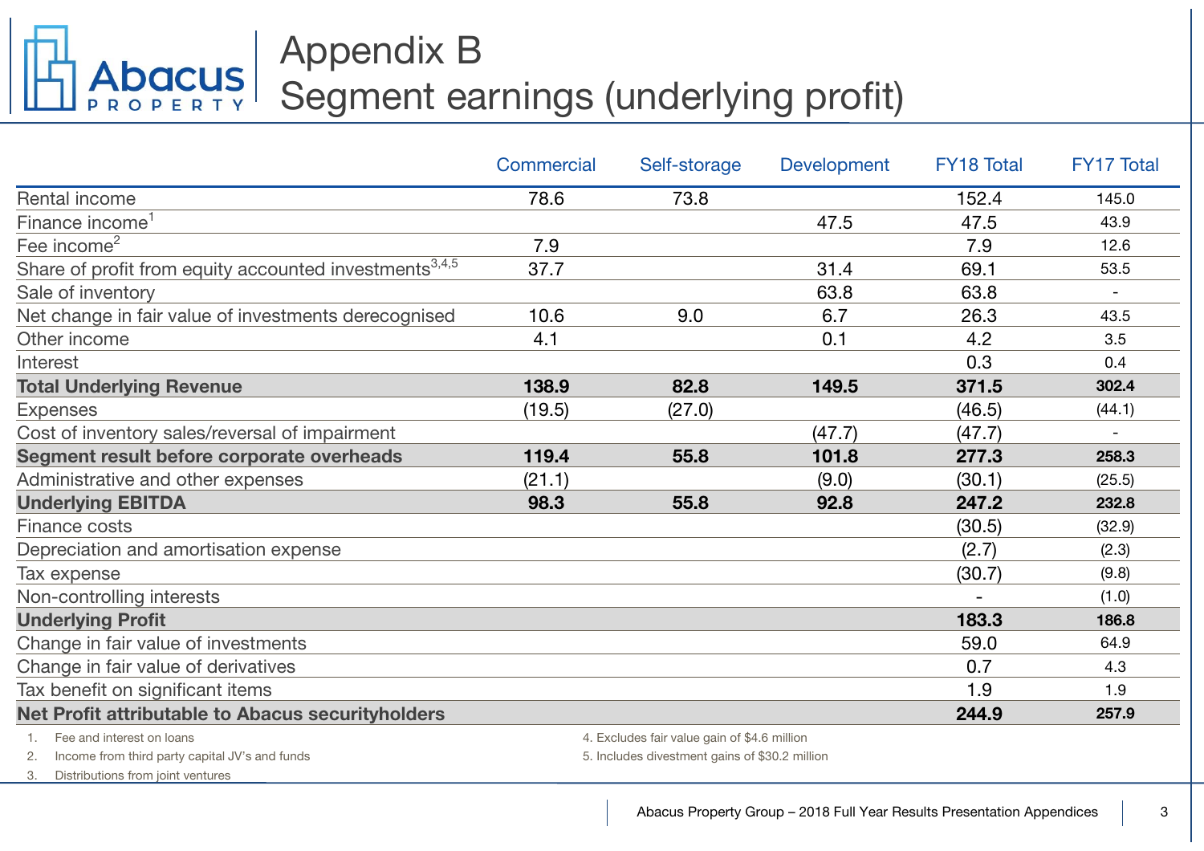# Appendix B
## Segment earnings (underlying profit)

| | Commercial | Self-storage | Development | FY18 Total | FY17 Total |
|---|---|---|---|---|---|
| Rental income | 78.6 | 73.8 | | 152.4 | 145.0 |
| Finance income[1] | | | 47.5 | 47.5 | 43.9 |
| Fee income[2] | 7.9 | | | 7.9 | 12.6 |
| Share of profit from equity accounted investments[3,4,5] | 37.7 | | 31.4 | 69.1 | 53.5 |
| Sale of inventory | | | 63.8 | 63.8 | - |
| Net change in fair value of investments derecognised | 10.6 | 9.0 | 6.7 | 26.3 | 43.5 |
| Other income | 4.1 | | 0.1 | 4.2 | 3.5 |
| Interest | | | | 0.3 | 0.4 |
| **Total Underlying Revenue** | **138.9** | **82.8** | **149.5** | **371.5** | **302.4** |
| Expenses | (19.5) | (27.0) | | (46.5) | (44.1) |
| Cost of inventory sales/reversal of impairment | | | (47.7) | (47.7) | - |
| **Segment result before corporate overheads** | **119.4** | **55.8** | **101.8** | **277.3** | **258.3** |
| Administrative and other expenses | (21.1) | | (9.0) | (30.1) | (25.5) |
| **Underlying EBITDA** | **98.3** | **55.8** | **92.8** | **247.2** | **232.8** |
| Finance costs | | | | (30.5) | (32.9) |
| Depreciation and amortisation expense | | | | (2.7) | (2.3) |
| Tax expense | | | | (30.7) | (9.8) |
| Non-controlling interests | | | | - | (1.0) |
| **Underlying Profit** | | | | **183.3** | **186.8** |
| Change in fair value of investments | | | | 59.0 | 64.9 |
| Change in fair value of derivatives | | | | 0.7 | 4.3 |
| Tax benefit on significant items | | | | 1.9 | 1.9 |
| **Net Profit attributable to Abacus securityholders** | | | | **244.9** | **257.9** |

1. Fee and interest on loans
2. Income from third party capital JV's and funds
3. Distributions from joint ventures
4. Excludes fair value gain of $4.6 million
5. Includes divestment gains of $30.2 million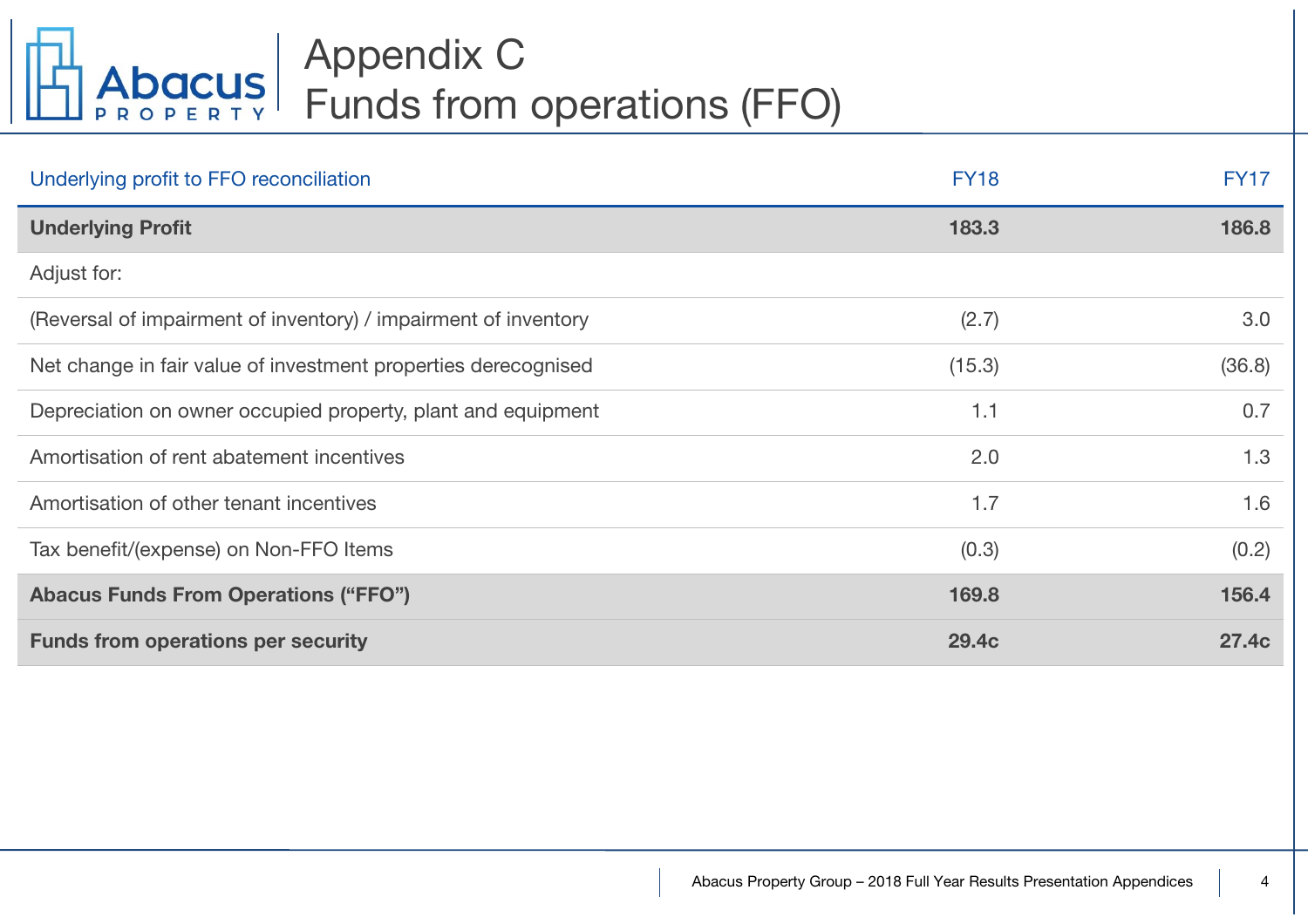# Appendix C
## Funds from operations (FFO)

| Underlying profit to FFO reconciliation | FY18 | FY17 |
|---|---|---|
| **Underlying Profit** | **183.3** | **186.8** |
| Adjust for: | | |
| (Reversal of impairment of inventory) / impairment of inventory | (2.7) | 3.0 |
| Net change in fair value of investment properties derecognised | (15.3) | (36.8) |
| Depreciation on owner occupied property, plant and equipment | 1.1 | 0.7 |
| Amortisation of rent abatement incentives | 2.0 | 1.3 |
| Amortisation of other tenant incentives | 1.7 | 1.6 |
| Tax benefit/(expense) on Non-FFO Items | (0.3) | (0.2) |
| **Abacus Funds From Operations ("FFO")** | **169.8** | **156.4** |
| **Funds from operations per security** | **29.4c** | **27.4c** |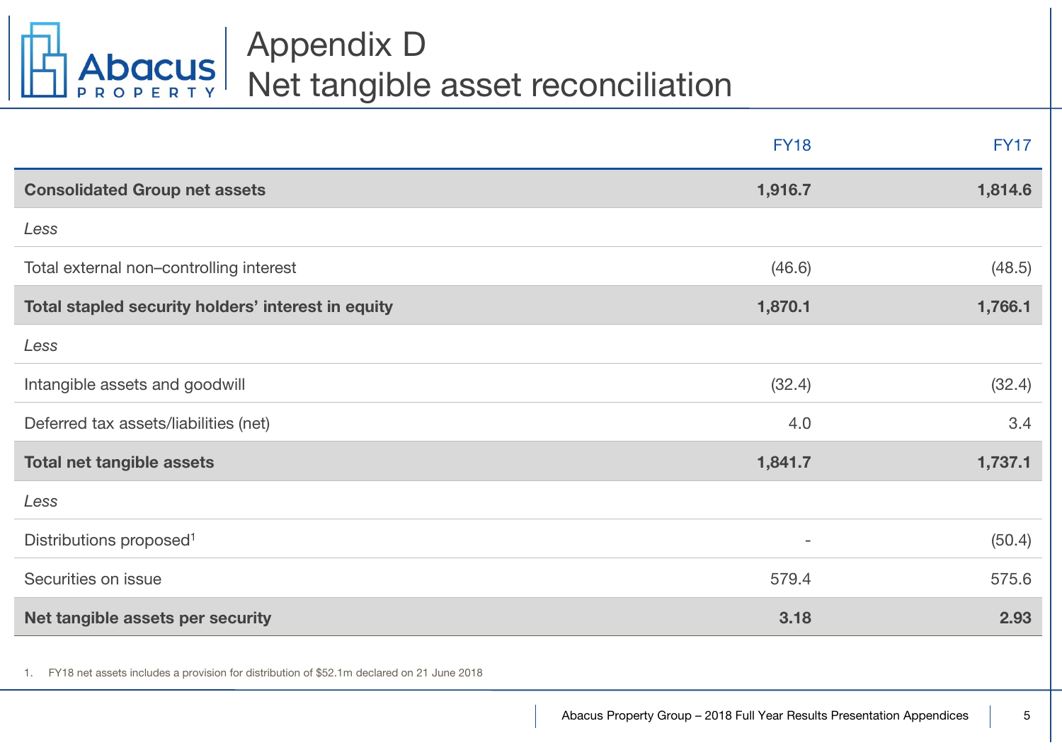# Appendix D
## Net tangible asset reconciliation

| | FY18 | FY17 |
|---|---|---|
| **Consolidated Group net assets** | **1,916.7** | **1,814.6** |
| *Less* | | |
| Total external non–controlling interest | (46.6) | (48.5) |
| **Total stapled security holders' interest in equity** | **1,870.1** | **1,766.1** |
| *Less* | | |
| Intangible assets and goodwill | (32.4) | (32.4) |
| Deferred tax assets/liabilities (net) | 4.0 | 3.4 |
| **Total net tangible assets** | **1,841.7** | **1,737.1** |
| *Less* | | |
| Distributions proposed[1] | - | (50.4) |
| Securities on issue | 579.4 | 575.6 |
| **Net tangible assets per security** | **3.18** | **2.93** |

1. FY18 net assets includes a provision for distribution of $52.1m declared on 21 June 2018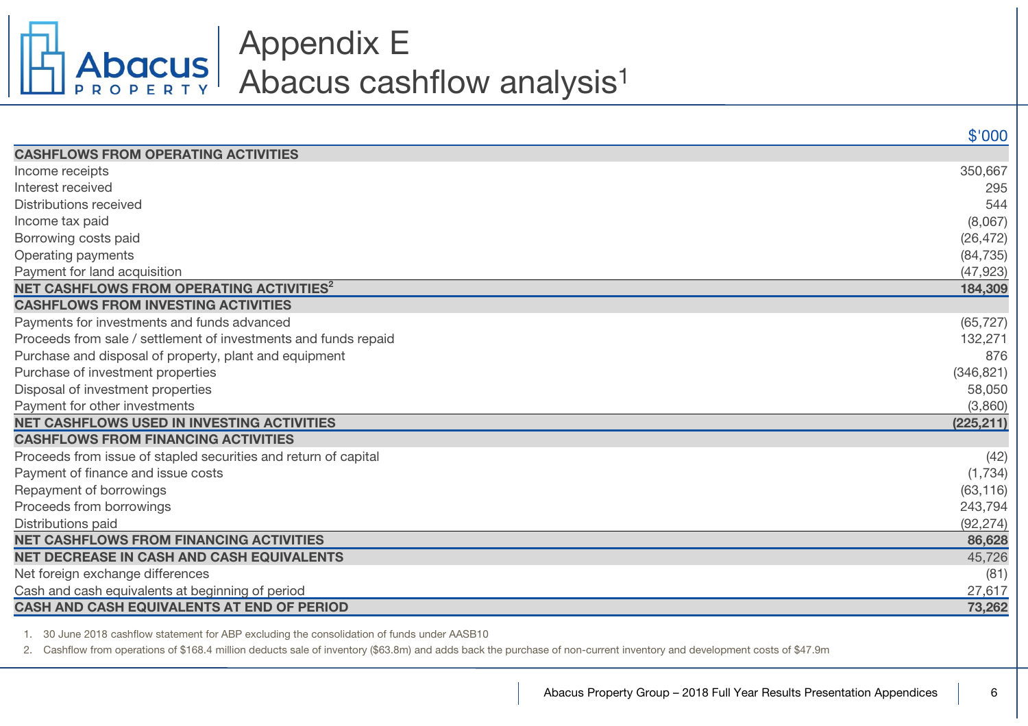# Appendix E
# Abacus cashflow analysis[1]

| | $'000 |
|---|---|
| **CASHFLOWS FROM OPERATING ACTIVITIES** | |
| Income receipts | 350,667 |
| Interest received | 295 |
| Distributions received | 544 |
| Income tax paid | (8,067) |
| Borrowing costs paid | (26,472) |
| Operating payments | (84,735) |
| Payment for land acquisition | (47,923) |
| **NET CASHFLOWS FROM OPERATING ACTIVITIES[2]** | **184,309** |
| **CASHFLOWS FROM INVESTING ACTIVITIES** | |
| Payments for investments and funds advanced | (65,727) |
| Proceeds from sale / settlement of investments and funds repaid | 132,271 |
| Purchase and disposal of property, plant and equipment | 876 |
| Purchase of investment properties | (346,821) |
| Disposal of investment properties | 58,050 |
| Payment for other investments | (3,860) |
| **NET CASHFLOWS USED IN INVESTING ACTIVITIES** | **(225,211)** |
| **CASHFLOWS FROM FINANCING ACTIVITIES** | |
| Proceeds from issue of stapled securities and return of capital | (42) |
| Payment of finance and issue costs | (1,734) |
| Repayment of borrowings | (63,116) |
| Proceeds from borrowings | 243,794 |
| Distributions paid | (92,274) |
| **NET CASHFLOWS FROM FINANCING ACTIVITIES** | **86,628** |
| **NET DECREASE IN CASH AND CASH EQUIVALENTS** | 45,726 |
| Net foreign exchange differences | (81) |
| Cash and cash equivalents at beginning of period | 27,617 |
| **CASH AND CASH EQUIVALENTS AT END OF PERIOD** | **73,262** |

1. 30 June 2018 cashflow statement for ABP excluding the consolidation of funds under AASB10
2. Cashflow from operations of $168.4 million deducts sale of inventory ($63.8m) and adds back the purchase of non-current inventory and development costs of $47.9m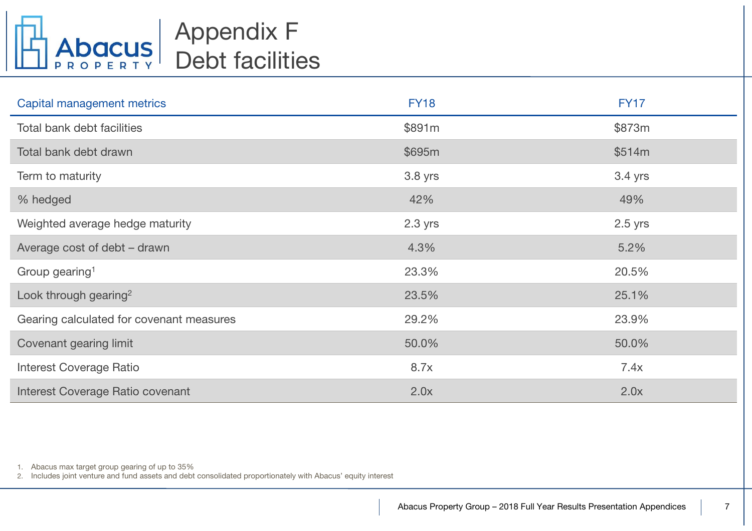# Appendix F
## Debt facilities

| Capital management metrics | FY18 | FY17 |
|---|---|---|
| Total bank debt facilities | $891m | $873m |
| Total bank debt drawn | $695m | $514m |
| Term to maturity | 3.8 yrs | 3.4 yrs |
| % hedged | 42% | 49% |
| Weighted average hedge maturity | 2.3 yrs | 2.5 yrs |
| Average cost of debt – drawn | 4.3% | 5.2% |
| Group gearing[1] | 23.3% | 20.5% |
| Look through gearing[2] | 23.5% | 25.1% |
| Gearing calculated for covenant measures | 29.2% | 23.9% |
| Covenant gearing limit | 50.0% | 50.0% |
| Interest Coverage Ratio | 8.7x | 7.4x |
| Interest Coverage Ratio covenant | 2.0x | 2.0x |

1. Abacus max target group gearing of up to 35%
2. Includes joint venture and fund assets and debt consolidated proportionately with Abacus' equity interest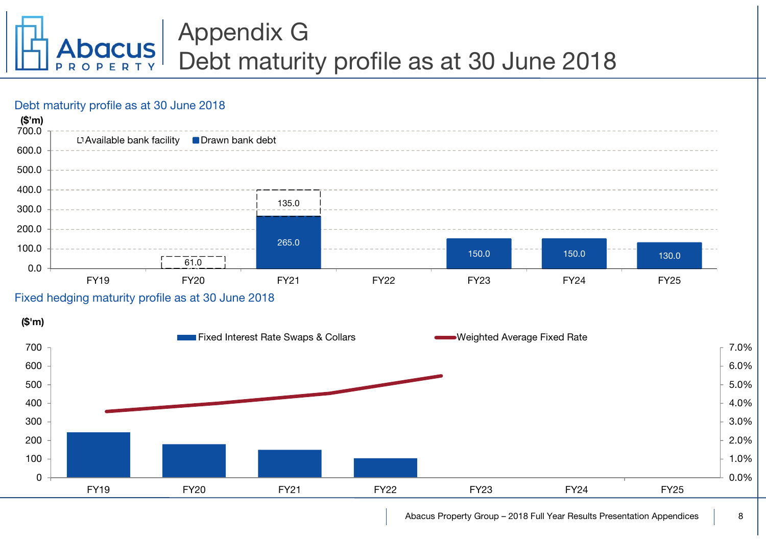# Appendix G
# Debt maturity profile as at 30 June 2018

## Debt maturity profile as at 30 June 2018

($'m)

| | FY19 | FY20 | FY21 | FY22 | FY23 | FY24 | FY25 |
|---|---|---|---|---|---|---|---|
| Available bank facility | | 61.0 | 135.0 | | | | |
| Drawn bank debt | | | 265.0 | | 150.0 | 150.0 | 130.0 |

## Fixed hedging maturity profile as at 30 June 2018

($'m)

Legend: Fixed Interest Rate Swaps & Collars; Weighted Average Fixed Rate

FY19, FY20, FY21, FY22, FY23, FY24, FY25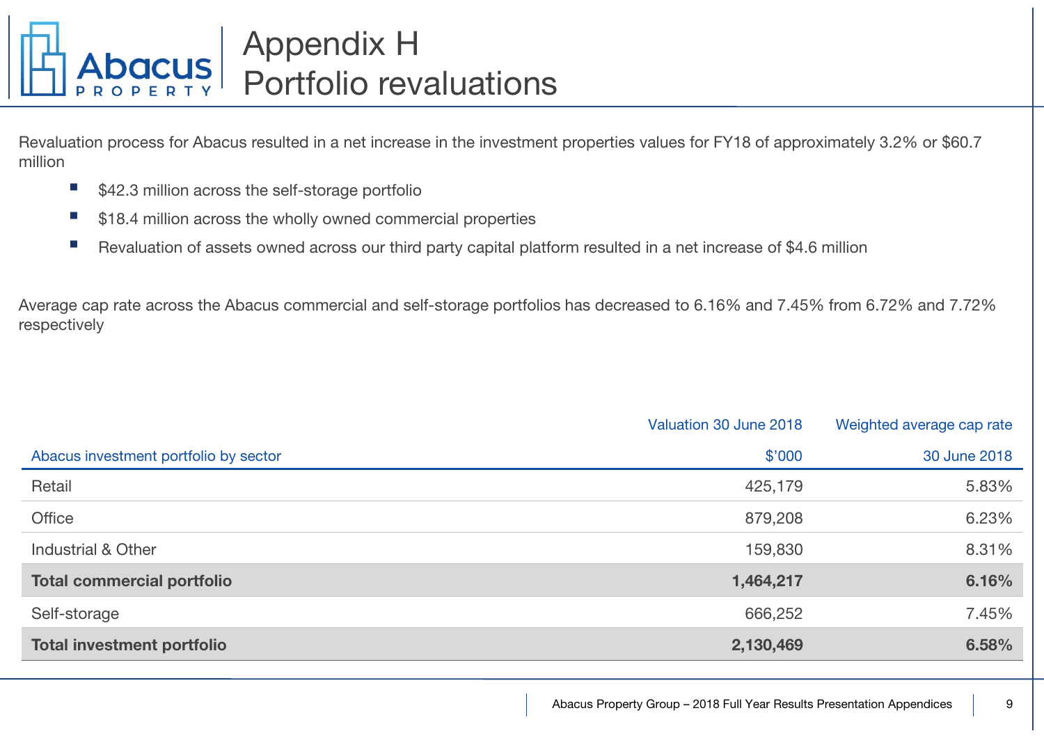# Appendix H
# Portfolio revaluations

Revaluation process for Abacus resulted in a net increase in the investment properties values for FY18 of approximately 3.2% or $60.7 million

- $42.3 million across the self-storage portfolio
- $18.4 million across the wholly owned commercial properties
- Revaluation of assets owned across our third party capital platform resulted in a net increase of $4.6 million

Average cap rate across the Abacus commercial and self-storage portfolios has decreased to 6.16% and 7.45% from 6.72% and 7.72% respectively

| Abacus investment portfolio by sector | Valuation 30 June 2018 $'000 | Weighted average cap rate 30 June 2018 |
|---|---|---|
| Retail | 425,179 | 5.83% |
| Office | 879,208 | 6.23% |
| Industrial & Other | 159,830 | 8.31% |
| **Total commercial portfolio** | **1,464,217** | **6.16%** |
| Self-storage | 666,252 | 7.45% |
| **Total investment portfolio** | **2,130,469** | **6.58%** |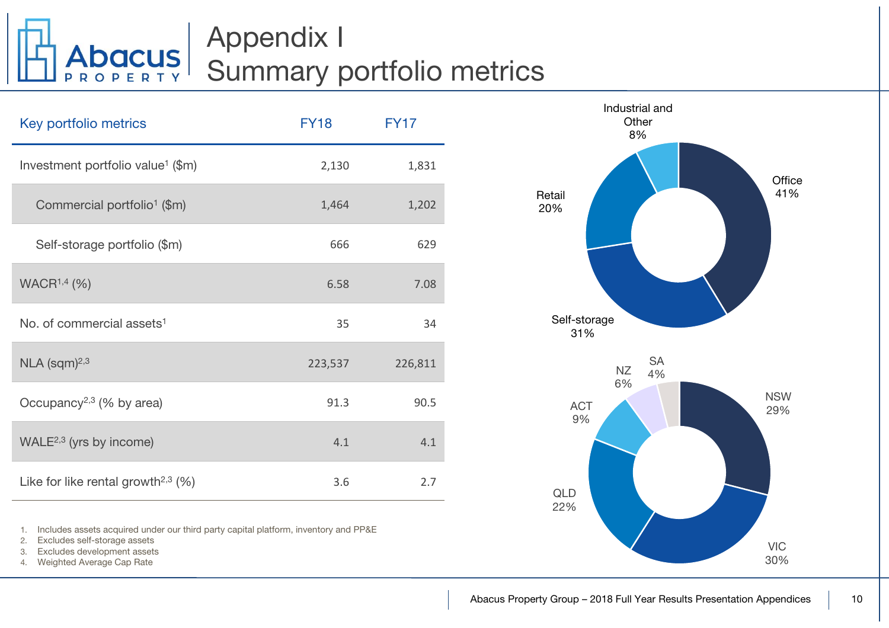# Appendix I
## Summary portfolio metrics

| Key portfolio metrics | FY18 | FY17 |
|---|---|---|
| Investment portfolio value[1] ($m) | 2,130 | 1,831 |
| Commercial portfolio[1] ($m) | 1,464 | 1,202 |
| Self-storage portfolio ($m) | 666 | 629 |
| WACR[1,4] (%) | 6.58 | 7.08 |
| No. of commercial assets[1] | 35 | 34 |
| NLA (sqm)[2,3] | 223,537 | 226,811 |
| Occupancy[2,3] (% by area) | 91.3 | 90.5 |
| WALE[2,3] (yrs by income) | 4.1 | 4.1 |
| Like for like rental growth[2,3] (%) | 3.6 | 2.7 |

1. Includes assets acquired under our third party capital platform, inventory and PP&E
2. Excludes self-storage assets
3. Excludes development assets
4. Weighted Average Cap Rate

Office 41%, Self-storage 31%, Retail 20%, Industrial and Other 8%

NSW 29%, VIC 30%, QLD 22%, ACT 9%, NZ 6%, SA 4%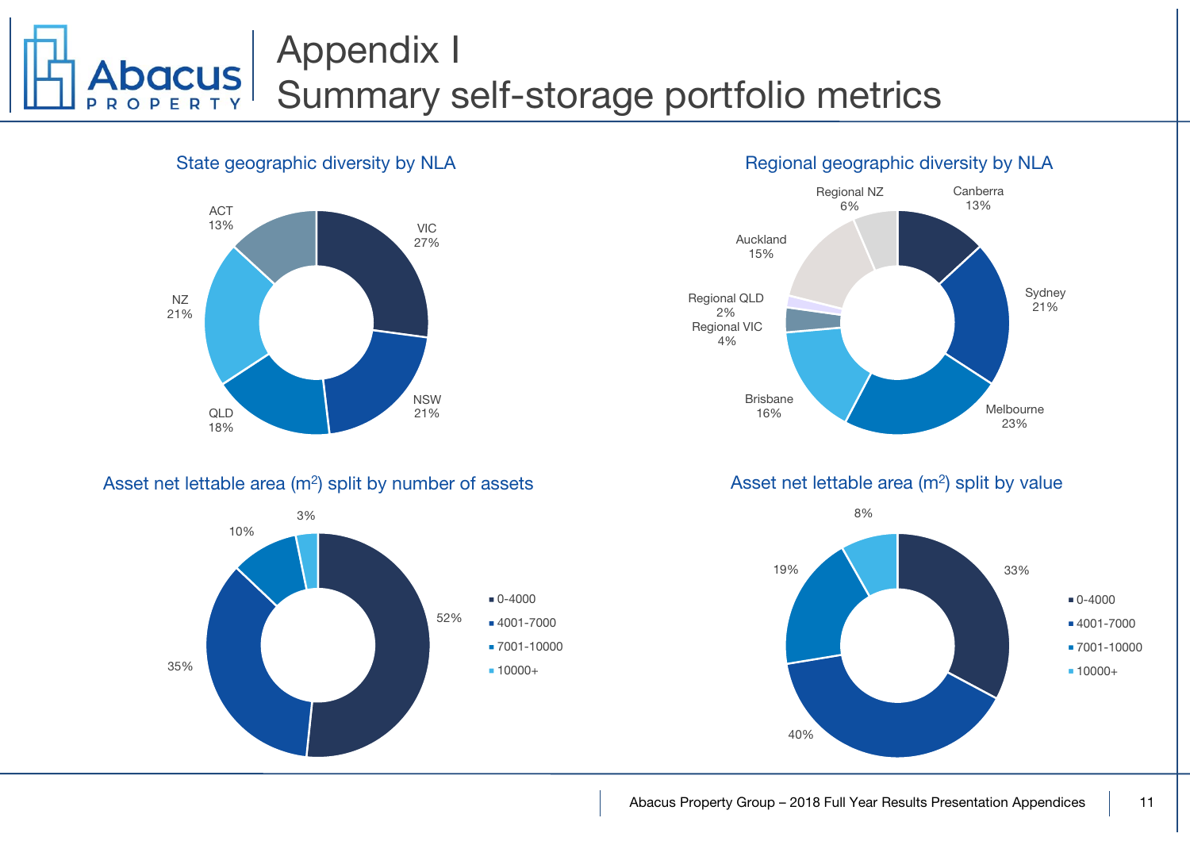# Appendix I
# Summary self-storage portfolio metrics

## State geographic diversity by NLA

| State | % |
|---|---|
| VIC | 27% |
| NSW | 21% |
| QLD | 18% |
| NZ | 21% |
| ACT | 13% |

## Regional geographic diversity by NLA

| Region | % |
|---|---|
| Canberra | 13% |
| Sydney | 21% |
| Melbourne | 23% |
| Brisbane | 16% |
| Regional VIC | 4% |
| Regional QLD | 2% |
| Auckland | 15% |
| Regional NZ | 6% |

## Asset net lettable area ($m^2$) split by number of assets

| NLA ($m^2$) | % |
|---|---|
| 0-4000 | 52% |
| 4001-7000 | 35% |
| 7001-10000 | 10% |
| 10000+ | 3% |

## Asset net lettable area ($m^2$) split by value

| NLA ($m^2$) | % |
|---|---|
| 0-4000 | 33% |
| 4001-7000 | 40% |
| 7001-10000 | 19% |
| 10000+ | 8% |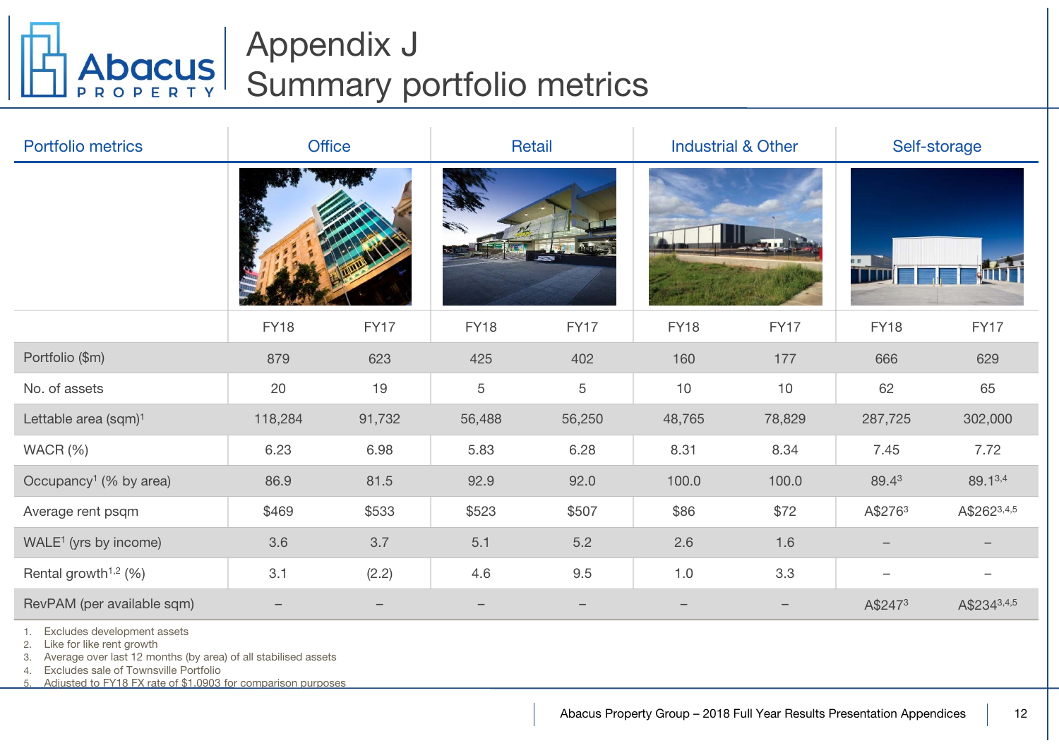# Appendix J
# Summary portfolio metrics

| Portfolio metrics | Office | | Retail | | Industrial & Other | | Self-storage | |
|---|---|---|---|---|---|---|---|---|
| | FY18 | FY17 | FY18 | FY17 | FY18 | FY17 | FY18 | FY17 |
| Portfolio ($m) | 879 | 623 | 425 | 402 | 160 | 177 | 666 | 629 |
| No. of assets | 20 | 19 | 5 | 5 | 10 | 10 | 62 | 65 |
| Lettable area (sqm)[1] | 118,284 | 91,732 | 56,488 | 56,250 | 48,765 | 78,829 | 287,725 | 302,000 |
| WACR (%) | 6.23 | 6.98 | 5.83 | 6.28 | 8.31 | 8.34 | 7.45 | 7.72 |
| Occupancy[1] (% by area) | 86.9 | 81.5 | 92.9 | 92.0 | 100.0 | 100.0 | 89.4[3] | 89.1[3,4] |
| Average rent psqm | $469 | $533 | $523 | $507 | $86 | $72 | A$276[3] | A$262[3,4,5] |
| WALE[1] (yrs by income) | 3.6 | 3.7 | 5.1 | 5.2 | 2.6 | 1.6 | – | – |
| Rental growth[1,2] (%) | 3.1 | (2.2) | 4.6 | 9.5 | 1.0 | 3.3 | – | – |
| RevPAM (per available sqm) | – | – | – | – | – | – | A$247[3] | A$234[3,4,5] |

1. Excludes development assets
2. Like for like rent growth
3. Average over last 12 months (by area) of all stabilised assets
4. Excludes sale of Townsville Portfolio
5. Adjusted to FY18 FX rate of $1.0903 for comparison purposes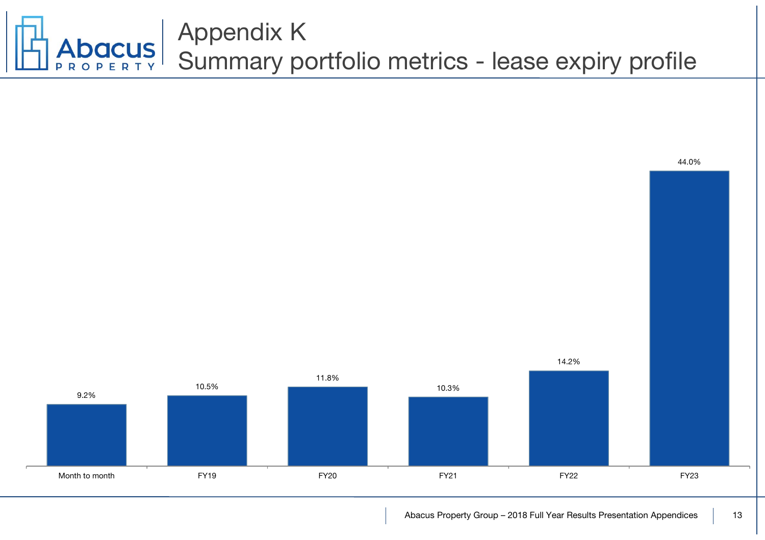# Appendix K
## Summary portfolio metrics - lease expiry profile

| Month to month | FY19 | FY20 | FY21 | FY22 | FY23 |
| --- | --- | --- | --- | --- | --- |
| 9.2% | 10.5% | 11.8% | 10.3% | 14.2% | 44.0% |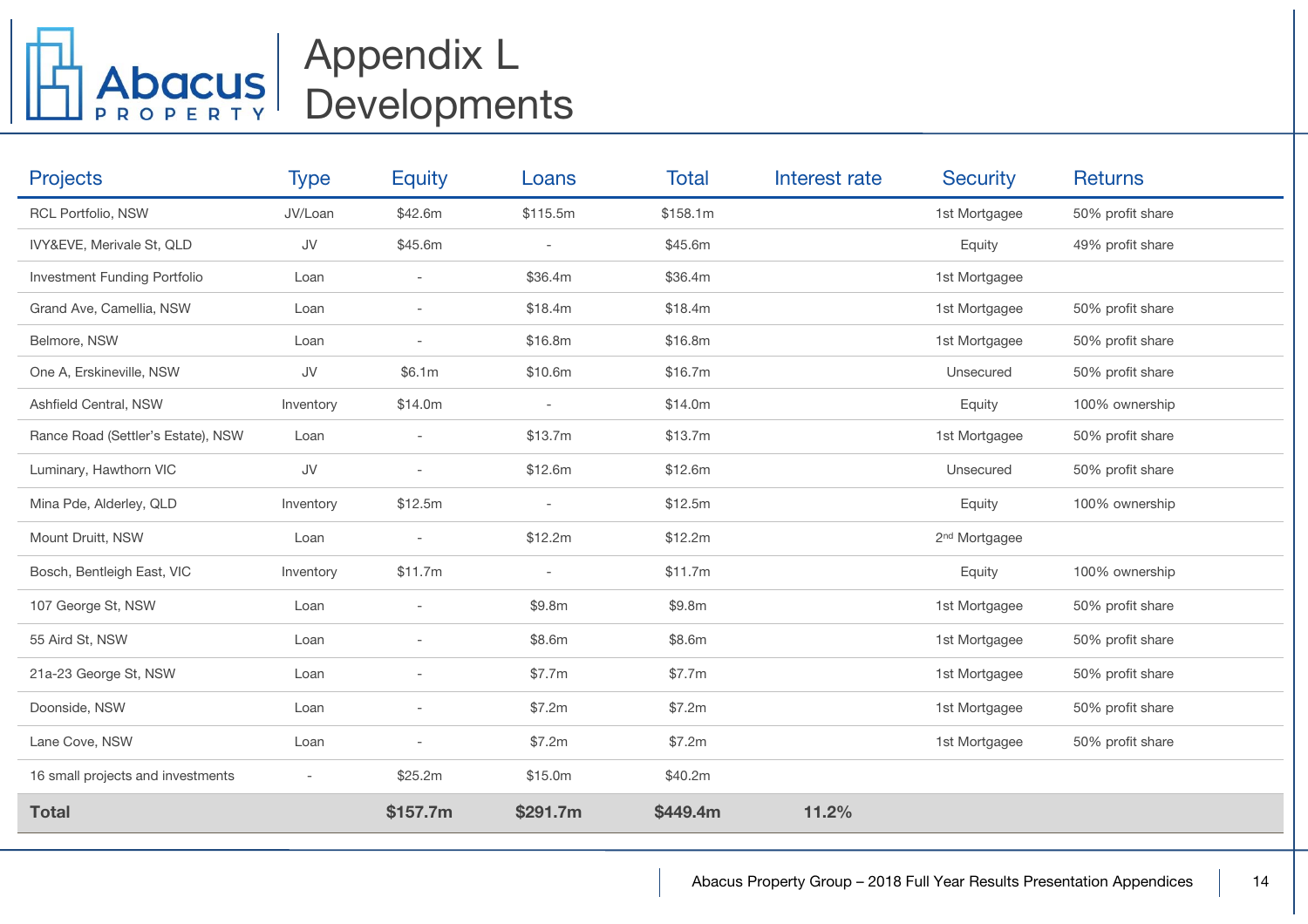# Appendix L Developments

| Projects | Type | Equity | Loans | Total | Interest rate | Security | Returns |
|---|---|---|---|---|---|---|---|
| RCL Portfolio, NSW | JV/Loan | $42.6m | $115.5m | $158.1m | | 1st Mortgagee | 50% profit share |
| IVY&EVE, Merivale St, QLD | JV | $45.6m | - | $45.6m | | Equity | 49% profit share |
| Investment Funding Portfolio | Loan | - | $36.4m | $36.4m | | 1st Mortgagee | |
| Grand Ave, Camellia, NSW | Loan | - | $18.4m | $18.4m | | 1st Mortgagee | 50% profit share |
| Belmore, NSW | Loan | - | $16.8m | $16.8m | | 1st Mortgagee | 50% profit share |
| One A, Erskineville, NSW | JV | $6.1m | $10.6m | $16.7m | | Unsecured | 50% profit share |
| Ashfield Central, NSW | Inventory | $14.0m | - | $14.0m | | Equity | 100% ownership |
| Rance Road (Settler's Estate), NSW | Loan | - | $13.7m | $13.7m | | 1st Mortgagee | 50% profit share |
| Luminary, Hawthorn VIC | JV | - | $12.6m | $12.6m | | Unsecured | 50% profit share |
| Mina Pde, Alderley, QLD | Inventory | $12.5m | - | $12.5m | | Equity | 100% ownership |
| Mount Druitt, NSW | Loan | - | $12.2m | $12.2m | | 2nd Mortgagee | |
| Bosch, Bentleigh East, VIC | Inventory | $11.7m | - | $11.7m | | Equity | 100% ownership |
| 107 George St, NSW | Loan | - | $9.8m | $9.8m | | 1st Mortgagee | 50% profit share |
| 55 Aird St, NSW | Loan | - | $8.6m | $8.6m | | 1st Mortgagee | 50% profit share |
| 21a-23 George St, NSW | Loan | - | $7.7m | $7.7m | | 1st Mortgagee | 50% profit share |
| Doonside, NSW | Loan | - | $7.2m | $7.2m | | 1st Mortgagee | 50% profit share |
| Lane Cove, NSW | Loan | - | $7.2m | $7.2m | | 1st Mortgagee | 50% profit share |
| 16 small projects and investments | - | $25.2m | $15.0m | $40.2m | | | |
| **Total** | | **$157.7m** | **$291.7m** | **$449.4m** | **11.2%** | | |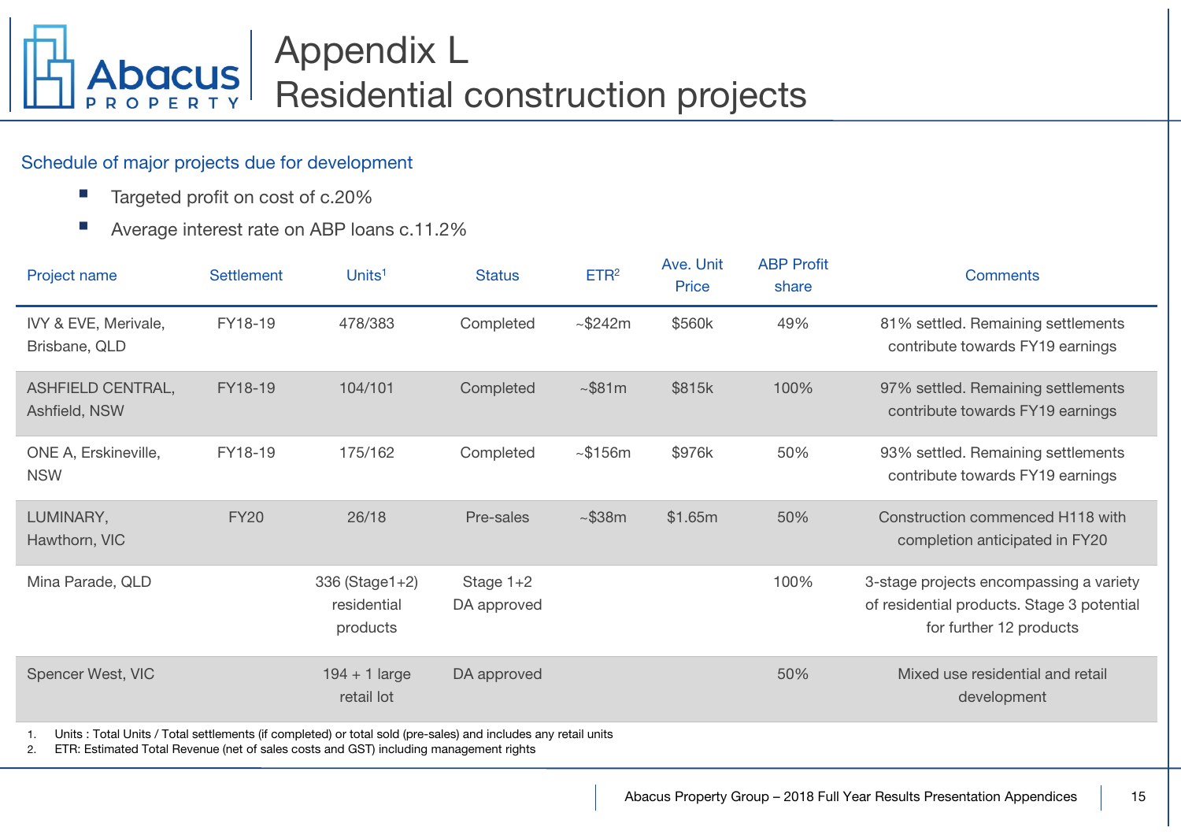# Appendix L
# Residential construction projects

## Schedule of major projects due for development

- Targeted profit on cost of c.20%
- Average interest rate on ABP loans c.11.2%

| Project name | Settlement | Units[1] | Status | ETR[2] | Ave. Unit Price | ABP Profit share | Comments |
|---|---|---|---|---|---|---|---|
| IVY & EVE, Merivale, Brisbane, QLD | FY18-19 | 478/383 | Completed | ~$242m | $560k | 49% | 81% settled. Remaining settlements contribute towards FY19 earnings |
| ASHFIELD CENTRAL, Ashfield, NSW | FY18-19 | 104/101 | Completed | ~$81m | $815k | 100% | 97% settled. Remaining settlements contribute towards FY19 earnings |
| ONE A, Erskineville, NSW | FY18-19 | 175/162 | Completed | ~$156m | $976k | 50% | 93% settled. Remaining settlements contribute towards FY19 earnings |
| LUMINARY, Hawthorn, VIC | FY20 | 26/18 | Pre-sales | ~$38m | $1.65m | 50% | Construction commenced H118 with completion anticipated in FY20 |
| Mina Parade, QLD | | 336 (Stage1+2) residential products | Stage 1+2 DA approved | | | 100% | 3-stage projects encompassing a variety of residential products. Stage 3 potential for further 12 products |
| Spencer West, VIC | | 194 + 1 large retail lot | DA approved | | | 50% | Mixed use residential and retail development |

1. Units : Total Units / Total settlements (if completed) or total sold (pre-sales) and includes any retail units
2. ETR: Estimated Total Revenue (net of sales costs and GST) including management rights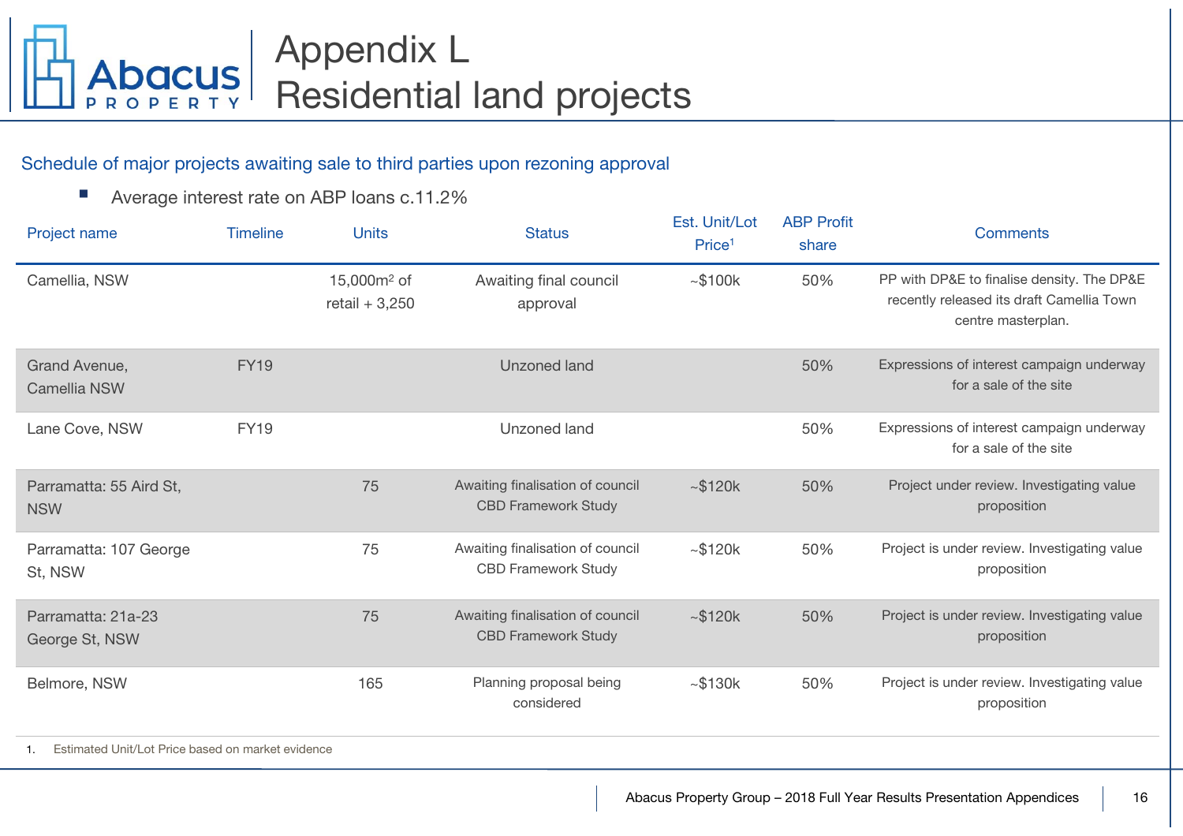# Appendix L
# Residential land projects

## Schedule of major projects awaiting sale to third parties upon rezoning approval

- Average interest rate on ABP loans c.11.2%

| Project name | Timeline | Units | Status | Est. Unit/Lot Price[1] | ABP Profit share | Comments |
|---|---|---|---|---|---|---|
| Camellia, NSW | | 15,000m² of retail + 3,250 | Awaiting final council approval | ~$100k | 50% | PP with DP&E to finalise density. The DP&E recently released its draft Camellia Town centre masterplan. |
| Grand Avenue, Camellia NSW | FY19 | | Unzoned land | | 50% | Expressions of interest campaign underway for a sale of the site |
| Lane Cove, NSW | FY19 | | Unzoned land | | 50% | Expressions of interest campaign underway for a sale of the site |
| Parramatta: 55 Aird St, NSW | | 75 | Awaiting finalisation of council CBD Framework Study | ~$120k | 50% | Project under review. Investigating value proposition |
| Parramatta: 107 George St, NSW | | 75 | Awaiting finalisation of council CBD Framework Study | ~$120k | 50% | Project is under review. Investigating value proposition |
| Parramatta: 21a-23 George St, NSW | | 75 | Awaiting finalisation of council CBD Framework Study | ~$120k | 50% | Project is under review. Investigating value proposition |
| Belmore, NSW | | 165 | Planning proposal being considered | ~$130k | 50% | Project is under review. Investigating value proposition |

1. Estimated Unit/Lot Price based on market evidence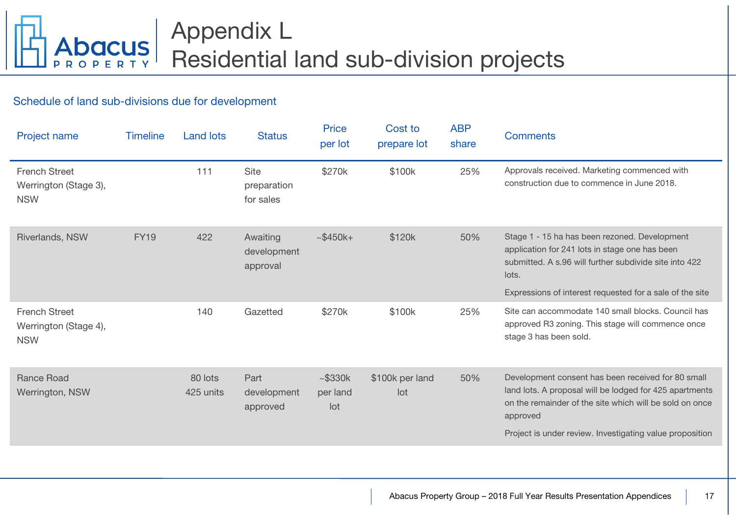# Appendix L
# Residential land sub-division projects

## Schedule of land sub-divisions due for development

| Project name | Timeline | Land lots | Status | Price per lot | Cost to prepare lot | ABP share | Comments |
|---|---|---|---|---|---|---|---|
| French Street Werrington (Stage 3), NSW | | 111 | Site preparation for sales | $270k | $100k | 25% | Approvals received. Marketing commenced with construction due to commence in June 2018. |
| Riverlands, NSW | FY19 | 422 | Awaiting development approval | ~$450k+ | $120k | 50% | Stage 1 - 15 ha has been rezoned. Development application for 241 lots in stage one has been submitted. A s.96 will further subdivide site into 422 lots.<br>Expressions of interest requested for a sale of the site |
| French Street Werrington (Stage 4), NSW | | 140 | Gazetted | $270k | $100k | 25% | Site can accommodate 140 small blocks. Council has approved R3 zoning. This stage will commence once stage 3 has been sold. |
| Rance Road Werrington, NSW | | 80 lots<br>425 units | Part development approved | ~$330k per land lot | $100k per land lot | 50% | Development consent has been received for 80 small land lots. A proposal will be lodged for 425 apartments on the remainder of the site which will be sold on once approved<br>Project is under review. Investigating value proposition |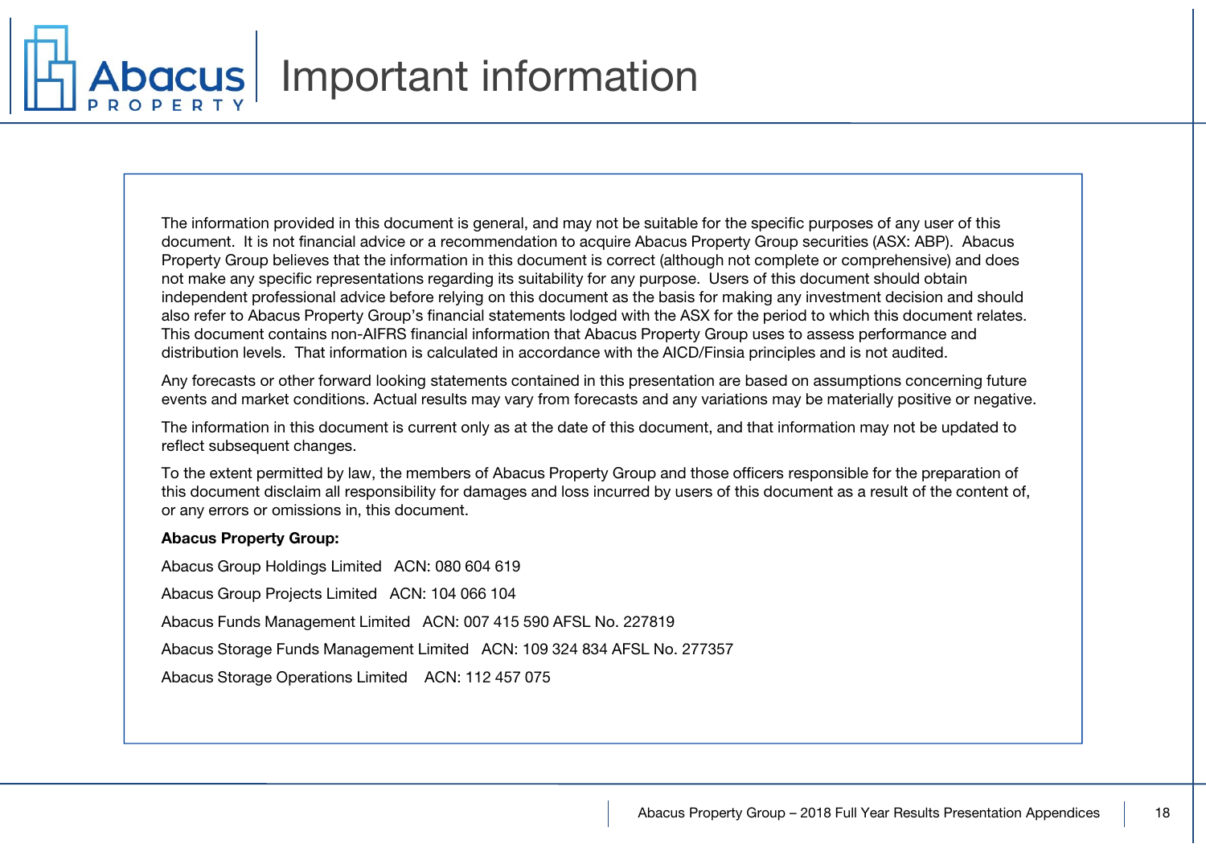# Important information

The information provided in this document is general, and may not be suitable for the specific purposes of any user of this document. It is not financial advice or a recommendation to acquire Abacus Property Group securities (ASX: ABP). Abacus Property Group believes that the information in this document is correct (although not complete or comprehensive) and does not make any specific representations regarding its suitability for any purpose. Users of this document should obtain independent professional advice before relying on this document as the basis for making any investment decision and should also refer to Abacus Property Group's financial statements lodged with the ASX for the period to which this document relates. This document contains non-AIFRS financial information that Abacus Property Group uses to assess performance and distribution levels. That information is calculated in accordance with the AICD/Finsia principles and is not audited.

Any forecasts or other forward looking statements contained in this presentation are based on assumptions concerning future events and market conditions. Actual results may vary from forecasts and any variations may be materially positive or negative.

The information in this document is current only as at the date of this document, and that information may not be updated to reflect subsequent changes.

To the extent permitted by law, the members of Abacus Property Group and those officers responsible for the preparation of this document disclaim all responsibility for damages and loss incurred by users of this document as a result of the content of, or any errors or omissions in, this document.

**Abacus Property Group:**

Abacus Group Holdings Limited ACN: 080 604 619

Abacus Group Projects Limited ACN: 104 066 104

Abacus Funds Management Limited ACN: 007 415 590 AFSL No. 227819

Abacus Storage Funds Management Limited ACN: 109 324 834 AFSL No. 277357

Abacus Storage Operations Limited ACN: 112 457 075